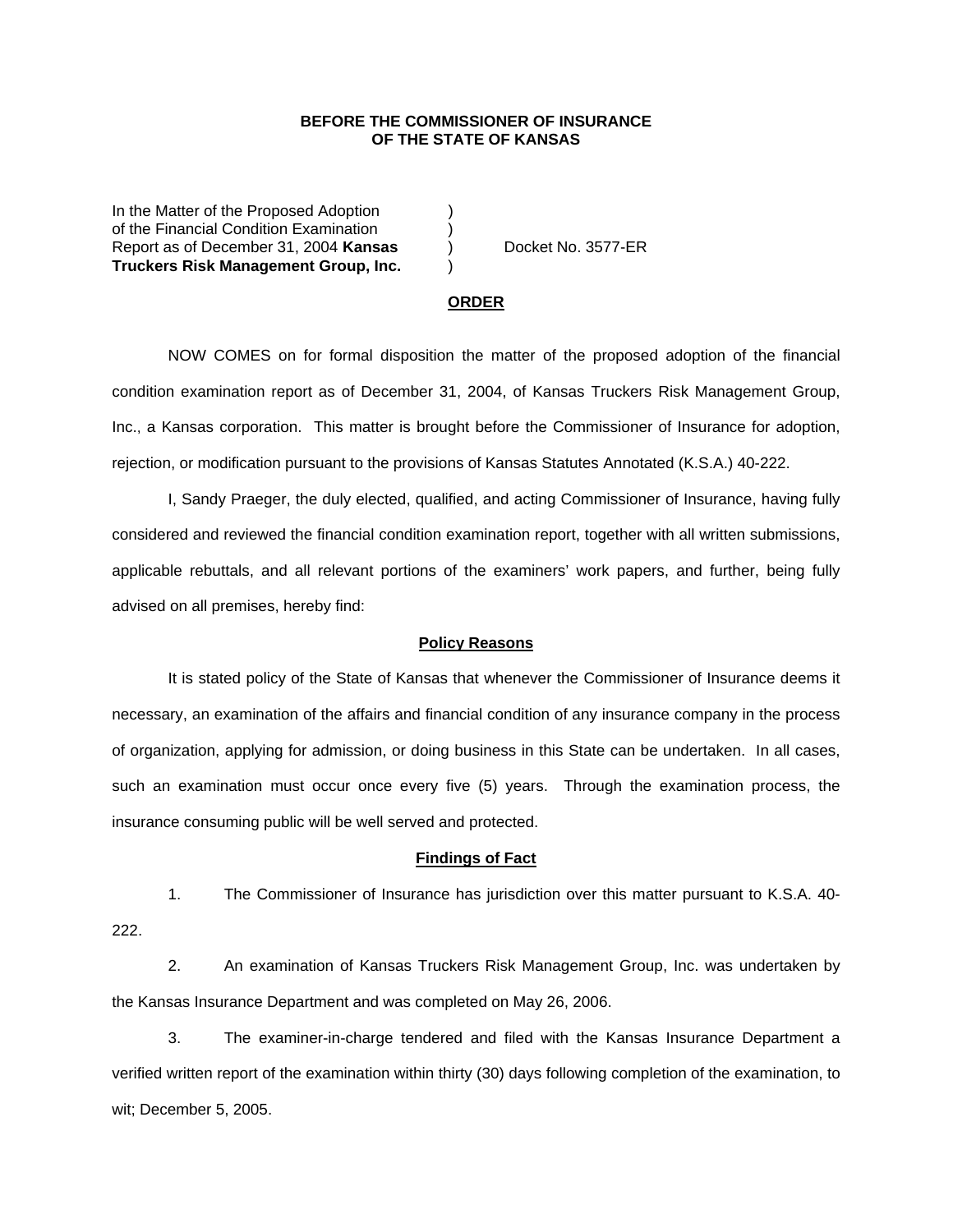**BEFORE THE COMMISSIONER OF INSURANCE**
**OF THE STATE OF KANSAS**

| | | |
|---|---|---|
| In the Matter of the Proposed Adoption | ) | |
| of the Financial Condition Examination | ) | |
| Report as of December 31, 2004 **Kansas** | ) | Docket No. 3577-ER |
| **Truckers Risk Management Group, Inc.** | ) | |

## ORDER

NOW COMES on for formal disposition the matter of the proposed adoption of the financial condition examination report as of December 31, 2004, of Kansas Truckers Risk Management Group, Inc., a Kansas corporation. This matter is brought before the Commissioner of Insurance for adoption, rejection, or modification pursuant to the provisions of Kansas Statutes Annotated (K.S.A.) 40-222.

I, Sandy Praeger, the duly elected, qualified, and acting Commissioner of Insurance, having fully considered and reviewed the financial condition examination report, together with all written submissions, applicable rebuttals, and all relevant portions of the examiners' work papers, and further, being fully advised on all premises, hereby find:

### Policy Reasons

It is stated policy of the State of Kansas that whenever the Commissioner of Insurance deems it necessary, an examination of the affairs and financial condition of any insurance company in the process of organization, applying for admission, or doing business in this State can be undertaken. In all cases, such an examination must occur once every five (5) years. Through the examination process, the insurance consuming public will be well served and protected.

### Findings of Fact

1. The Commissioner of Insurance has jurisdiction over this matter pursuant to K.S.A. 40-222.

2. An examination of Kansas Truckers Risk Management Group, Inc. was undertaken by the Kansas Insurance Department and was completed on May 26, 2006.

3. The examiner-in-charge tendered and filed with the Kansas Insurance Department a verified written report of the examination within thirty (30) days following completion of the examination, to wit; December 5, 2005.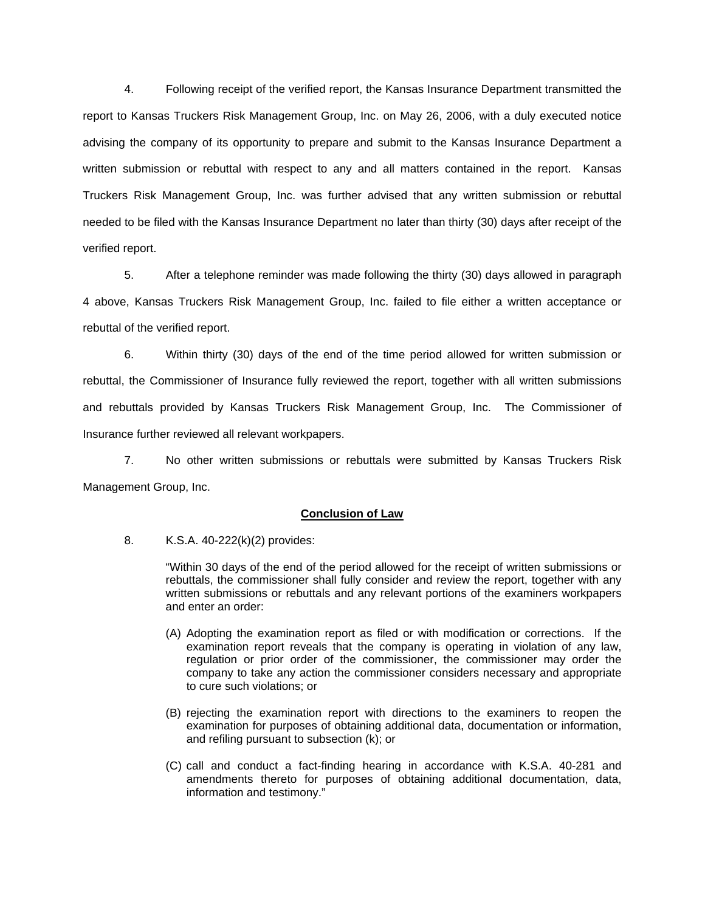4. Following receipt of the verified report, the Kansas Insurance Department transmitted the report to Kansas Truckers Risk Management Group, Inc. on May 26, 2006, with a duly executed notice advising the company of its opportunity to prepare and submit to the Kansas Insurance Department a written submission or rebuttal with respect to any and all matters contained in the report. Kansas Truckers Risk Management Group, Inc. was further advised that any written submission or rebuttal needed to be filed with the Kansas Insurance Department no later than thirty (30) days after receipt of the verified report.

5. After a telephone reminder was made following the thirty (30) days allowed in paragraph 4 above, Kansas Truckers Risk Management Group, Inc. failed to file either a written acceptance or rebuttal of the verified report.

6. Within thirty (30) days of the end of the time period allowed for written submission or rebuttal, the Commissioner of Insurance fully reviewed the report, together with all written submissions and rebuttals provided by Kansas Truckers Risk Management Group, Inc. The Commissioner of Insurance further reviewed all relevant workpapers.

7. No other written submissions or rebuttals were submitted by Kansas Truckers Risk Management Group, Inc.

## **Conclusion of Law**

8. K.S.A. 40-222(k)(2) provides:

> "Within 30 days of the end of the period allowed for the receipt of written submissions or rebuttals, the commissioner shall fully consider and review the report, together with any written submissions or rebuttals and any relevant portions of the examiners workpapers and enter an order:
>
> (A) Adopting the examination report as filed or with modification or corrections. If the examination report reveals that the company is operating in violation of any law, regulation or prior order of the commissioner, the commissioner may order the company to take any action the commissioner considers necessary and appropriate to cure such violations; or
>
> (B) rejecting the examination report with directions to the examiners to reopen the examination for purposes of obtaining additional data, documentation or information, and refiling pursuant to subsection (k); or
>
> (C) call and conduct a fact-finding hearing in accordance with K.S.A. 40-281 and amendments thereto for purposes of obtaining additional documentation, data, information and testimony."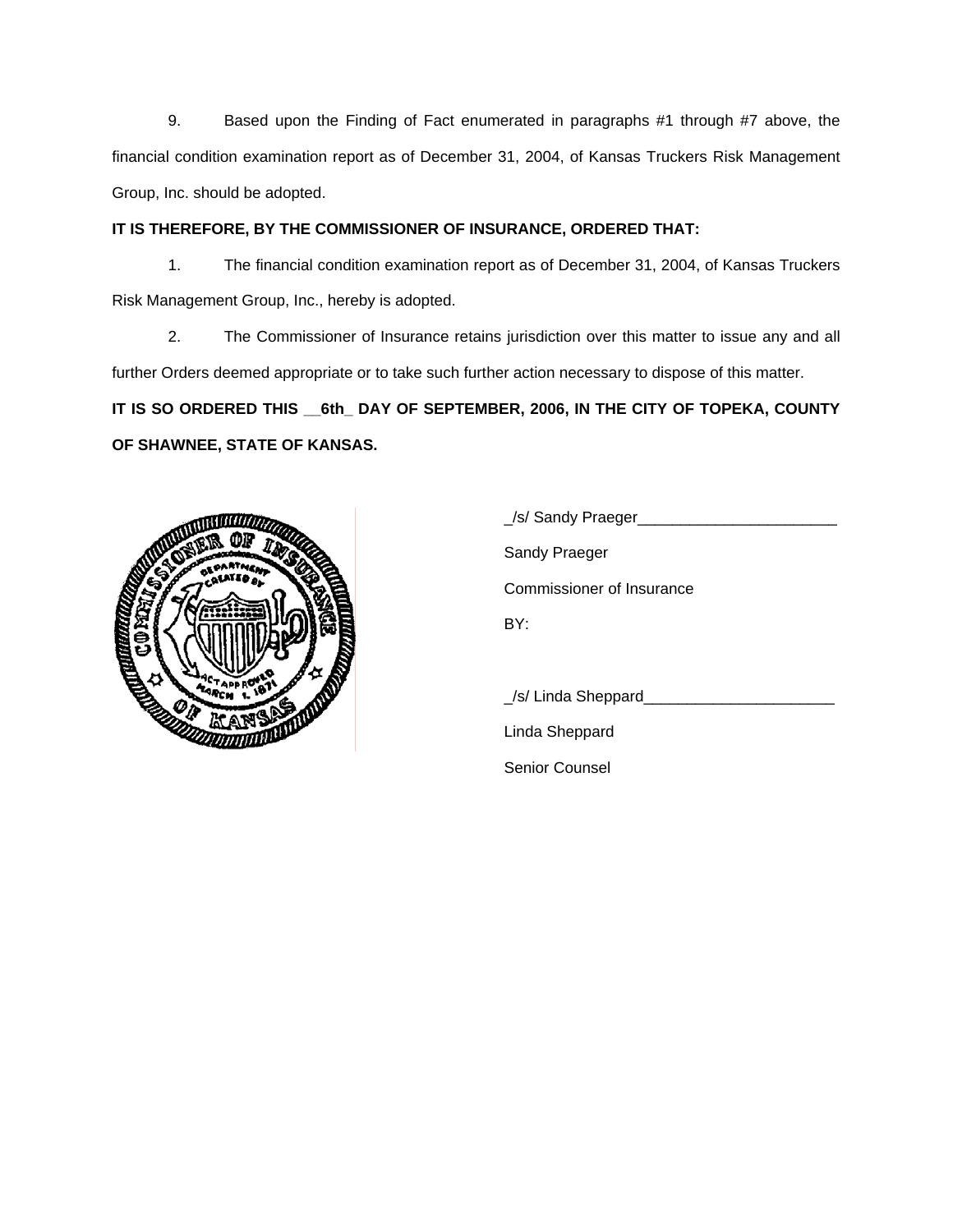9. Based upon the Finding of Fact enumerated in paragraphs #1 through #7 above, the financial condition examination report as of December 31, 2004, of Kansas Truckers Risk Management Group, Inc. should be adopted.

**IT IS THEREFORE, BY THE COMMISSIONER OF INSURANCE, ORDERED THAT:**

1. The financial condition examination report as of December 31, 2004, of Kansas Truckers Risk Management Group, Inc., hereby is adopted.

2. The Commissioner of Insurance retains jurisdiction over this matter to issue any and all further Orders deemed appropriate or to take such further action necessary to dispose of this matter.

**IT IS SO ORDERED THIS __6th_ DAY OF SEPTEMBER, 2006, IN THE CITY OF TOPEKA, COUNTY OF SHAWNEE, STATE OF KANSAS.**

_/s/ Sandy Praeger_______________________

Sandy Praeger

Commissioner of Insurance

BY:

_/s/ Linda Sheppard______________________

Linda Sheppard

Senior Counsel